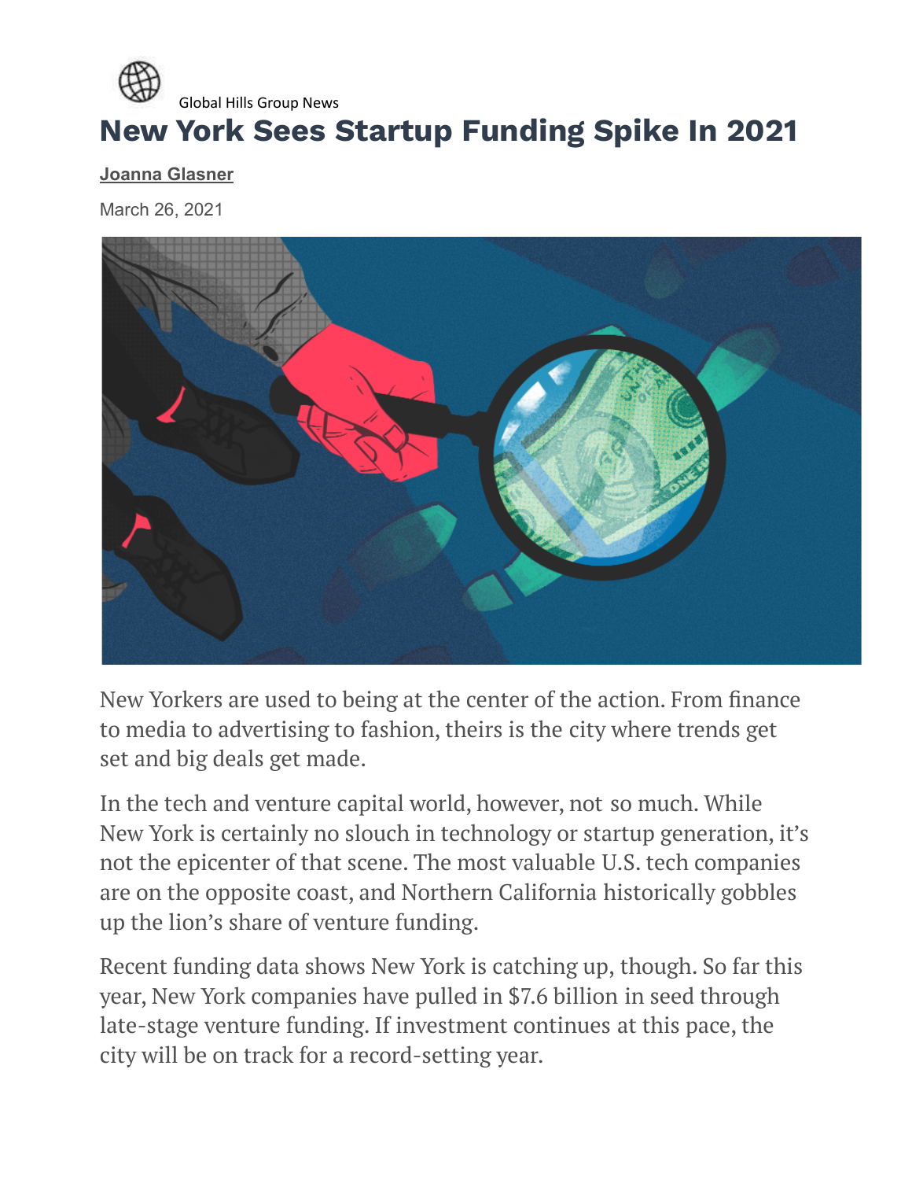Global Hills Group News

# New York Sees Startup Funding Spike In 2021

**Joanna Glasner**

March 26, 2021

New Yorkers are used to being at the center of the action. From finance to media to advertising to fashion, theirs is the city where trends get set and big deals get made.

In the tech and venture capital world, however, not so much. While New York is certainly no slouch in technology or startup generation, it's not the epicenter of that scene. The most valuable U.S. tech companies are on the opposite coast, and Northern California historically gobbles up the lion's share of venture funding.

Recent funding data shows New York is catching up, though. So far this year, New York companies have pulled in $7.6 billion in seed through late-stage venture funding. If investment continues at this pace, the city will be on track for a record-setting year.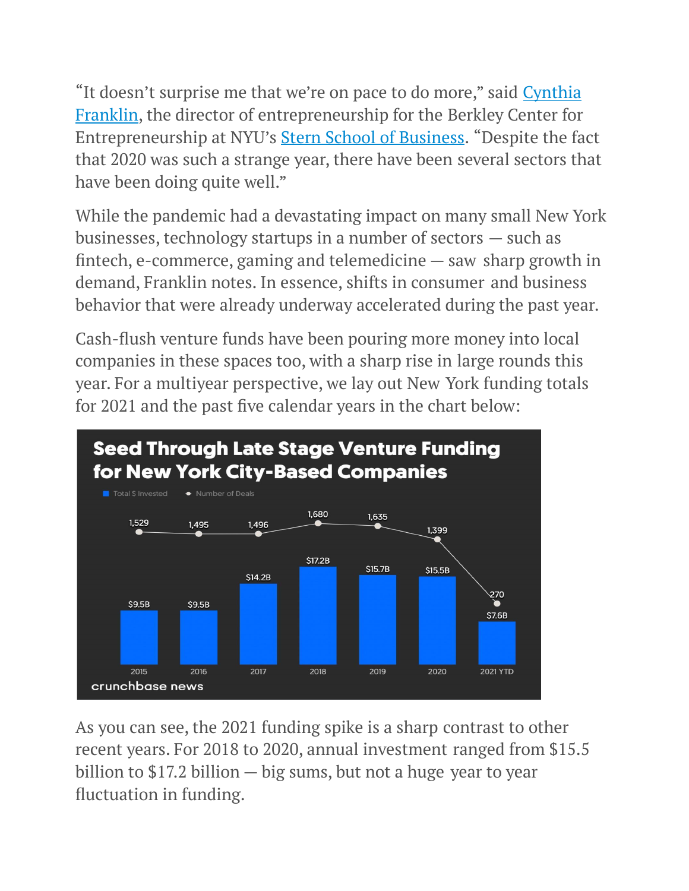"It doesn't surprise me that we're on pace to do more," said Cynthia Franklin, the director of entrepreneurship for the Berkley Center for Entrepreneurship at NYU's Stern School of Business. "Despite the fact that 2020 was such a strange year, there have been several sectors that have been doing quite well."

While the pandemic had a devastating impact on many small New York businesses, technology startups in a number of sectors — such as fintech, e-commerce, gaming and telemedicine — saw sharp growth in demand, Franklin notes. In essence, shifts in consumer and business behavior that were already underway accelerated during the past year.

Cash-flush venture funds have been pouring more money into local companies in these spaces too, with a sharp rise in large rounds this year. For a multiyear perspective, we lay out New York funding totals for 2021 and the past five calendar years in the chart below:

**Seed Through Late Stage Venture Funding for New York City-Based Companies**

| Year | Total $ Invested | Number of Deals |
|---|---|---|
| 2015 | $9.5B | 1,529 |
| 2016 | $9.5B | 1,495 |
| 2017 | $14.2B | 1,496 |
| 2018 | $17.2B | 1,680 |
| 2019 | $15.7B | 1,635 |
| 2020 | $15.5B | 1,399 |
| 2021 YTD | $7.6B | 270 |

crunchbase news

As you can see, the 2021 funding spike is a sharp contrast to other recent years. For 2018 to 2020, annual investment ranged from $15.5 billion to $17.2 billion — big sums, but not a huge year to year fluctuation in funding.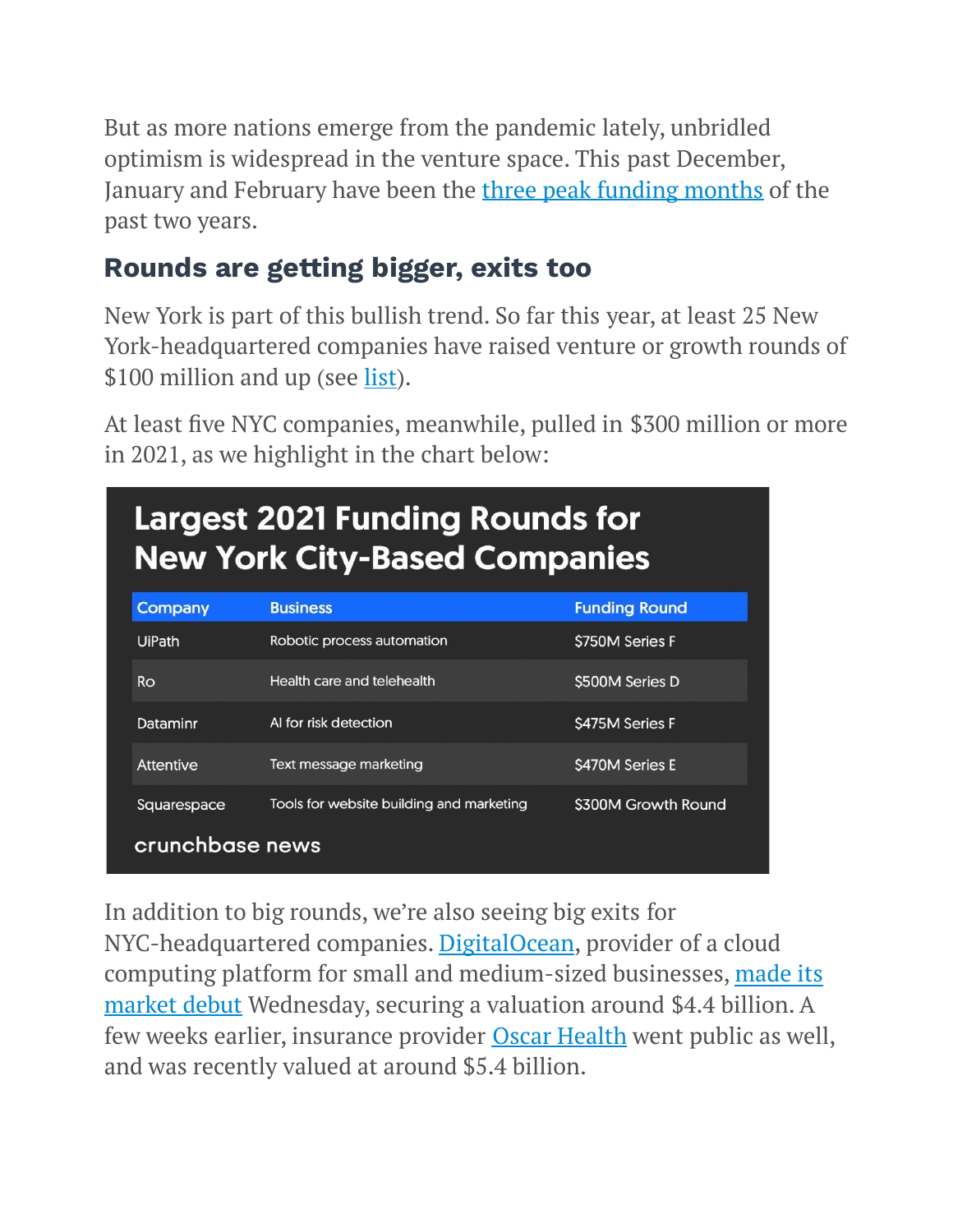But as more nations emerge from the pandemic lately, unbridled optimism is widespread in the venture space. This past December, January and February have been the three peak funding months of the past two years.

## Rounds are getting bigger, exits too

New York is part of this bullish trend. So far this year, at least 25 New York-headquartered companies have raised venture or growth rounds of $100 million and up (see list).

At least five NYC companies, meanwhile, pulled in $300 million or more in 2021, as we highlight in the chart below:

**Largest 2021 Funding Rounds for New York City-Based Companies**

| Company | Business | Funding Round |
|---|---|---|
| UiPath | Robotic process automation | $750M Series F |
| Ro | Health care and telehealth | $500M Series D |
| Dataminr | AI for risk detection | $475M Series F |
| Attentive | Text message marketing | $470M Series E |
| Squarespace | Tools for website building and marketing | $300M Growth Round |

crunchbase news

In addition to big rounds, we're also seeing big exits for NYC-headquartered companies. DigitalOcean, provider of a cloud computing platform for small and medium-sized businesses, made its market debut Wednesday, securing a valuation around $4.4 billion. A few weeks earlier, insurance provider Oscar Health went public as well, and was recently valued at around $5.4 billion.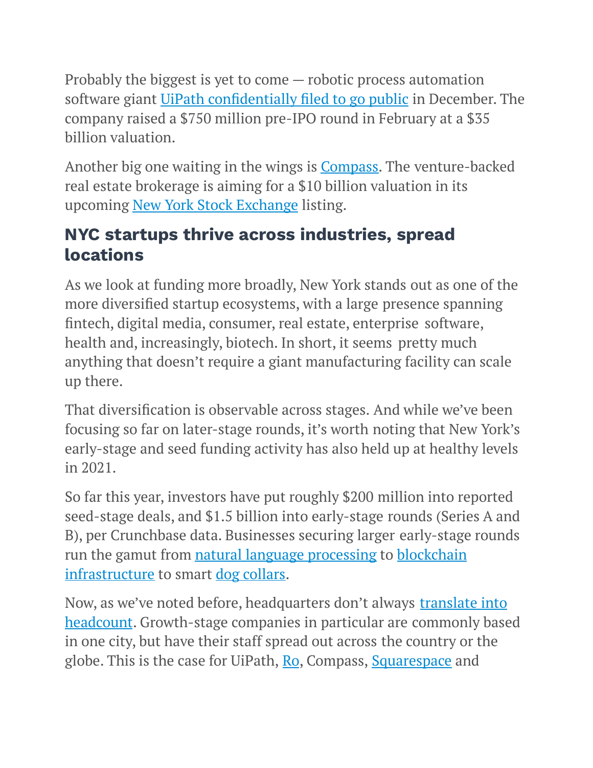Probably the biggest is yet to come — robotic process automation software giant UiPath confidentially filed to go public in December. The company raised a $750 million pre-IPO round in February at a $35 billion valuation.

Another big one waiting in the wings is Compass. The venture-backed real estate brokerage is aiming for a $10 billion valuation in its upcoming New York Stock Exchange listing.

## NYC startups thrive across industries, spread locations

As we look at funding more broadly, New York stands out as one of the more diversified startup ecosystems, with a large presence spanning fintech, digital media, consumer, real estate, enterprise software, health and, increasingly, biotech. In short, it seems pretty much anything that doesn't require a giant manufacturing facility can scale up there.

That diversification is observable across stages. And while we've been focusing so far on later-stage rounds, it's worth noting that New York's early-stage and seed funding activity has also held up at healthy levels in 2021.

So far this year, investors have put roughly $200 million into reported seed-stage deals, and $1.5 billion into early-stage rounds (Series A and B), per Crunchbase data. Businesses securing larger early-stage rounds run the gamut from natural language processing to blockchain infrastructure to smart dog collars.

Now, as we've noted before, headquarters don't always translate into headcount. Growth-stage companies in particular are commonly based in one city, but have their staff spread out across the country or the globe. This is the case for UiPath, Ro, Compass, Squarespace and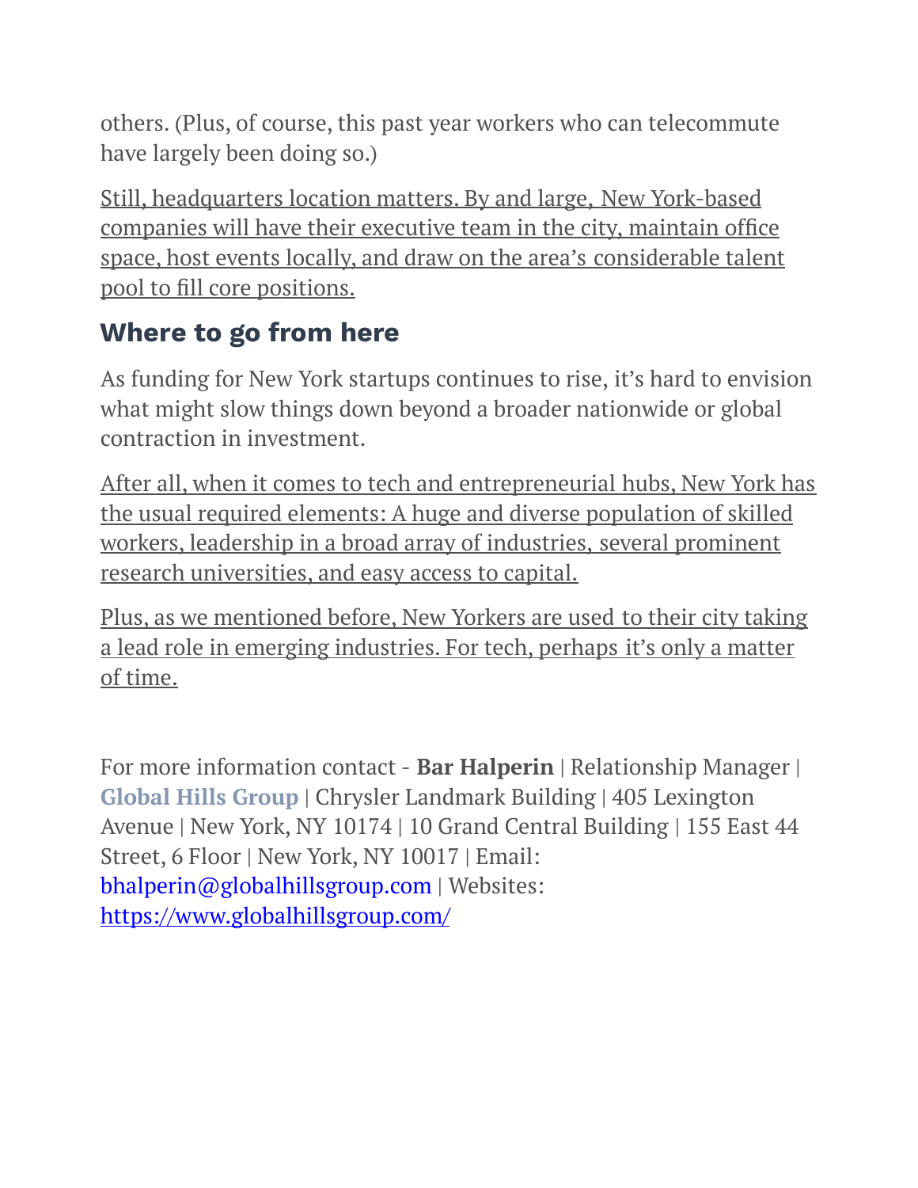others. (Plus, of course, this past year workers who can telecommute have largely been doing so.)

Still, headquarters location matters. By and large, New York-based companies will have their executive team in the city, maintain office space, host events locally, and draw on the area's considerable talent pool to fill core positions.

## Where to go from here

As funding for New York startups continues to rise, it's hard to envision what might slow things down beyond a broader nationwide or global contraction in investment.

After all, when it comes to tech and entrepreneurial hubs, New York has the usual required elements: A huge and diverse population of skilled workers, leadership in a broad array of industries, several prominent research universities, and easy access to capital.

Plus, as we mentioned before, New Yorkers are used to their city taking a lead role in emerging industries. For tech, perhaps it's only a matter of time.

For more information contact - **Bar Halperin** | Relationship Manager | **Global Hills Group** | Chrysler Landmark Building | 405 Lexington Avenue | New York, NY 10174 | 10 Grand Central Building | 155 East 44 Street, 6 Floor | New York, NY 10017 | Email: bhalperin@globalhillsgroup.com | Websites: https://www.globalhillsgroup.com/